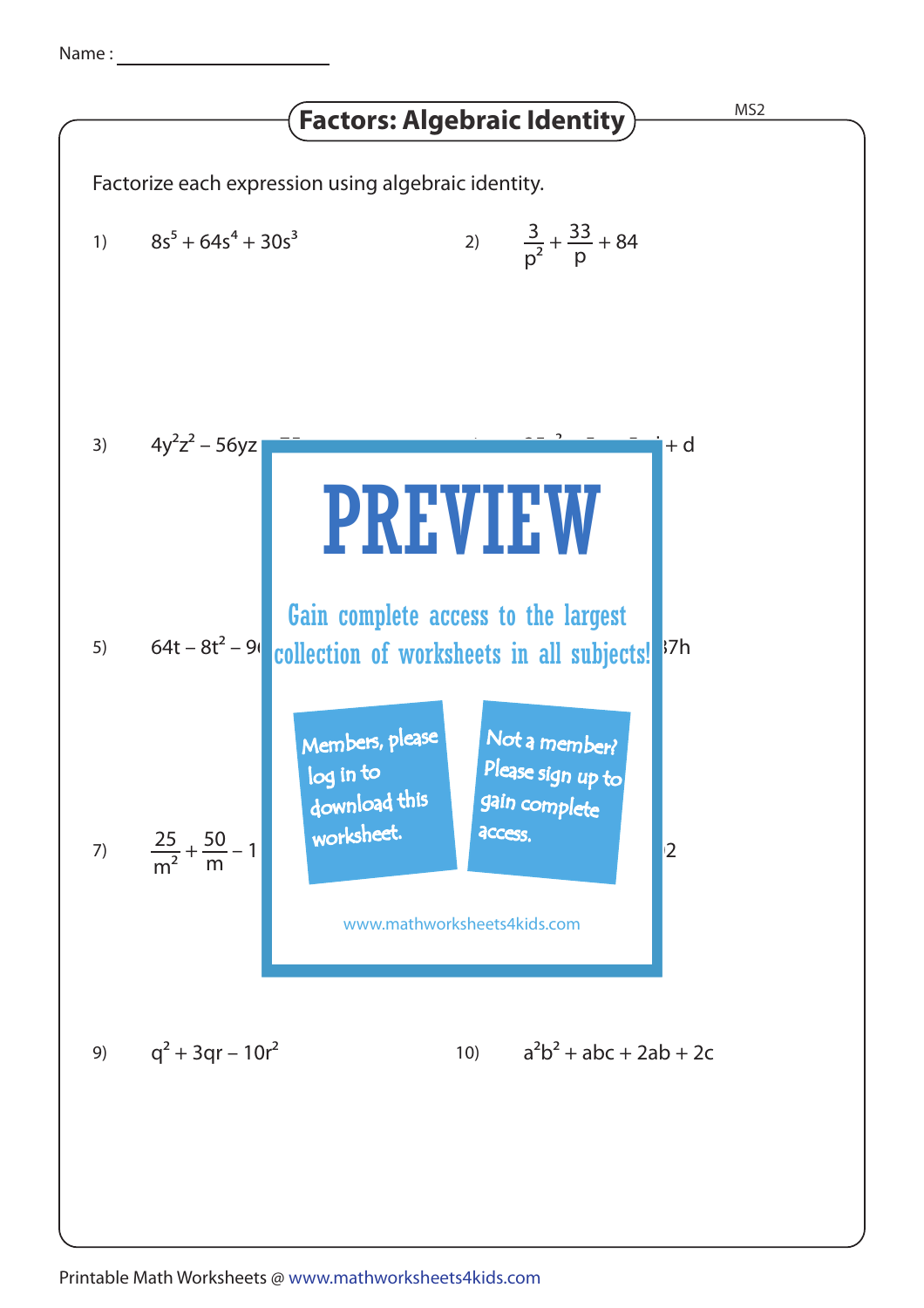Name : ____________________

# Factors: Algebraic Identity

MS2

Factorize each expression using algebraic identity.

1) $8s^5 + 64s^4 + 30s^3$

2) $\frac{3}{p^2} + \frac{33}{p} + 84$

3) $4y^2z^2 - 56yz$ ...

4) ... $+ d$

5) $64t - 8t^2 - 9$...

6) ...$7h$

7) $\frac{25}{m^2} + \frac{50}{m} - 1$...

8) ...2

PREVIEW

Gain complete access to the largest collection of worksheets in all subjects!

Members, please log in to download this worksheet.

Not a member? Please sign up to gain complete access.

www.mathworksheets4kids.com

9) $q^2 + 3qr - 10r^2$

10) $a^2b^2 + abc + 2ab + 2c$

Printable Math Worksheets @ www.mathworksheets4kids.com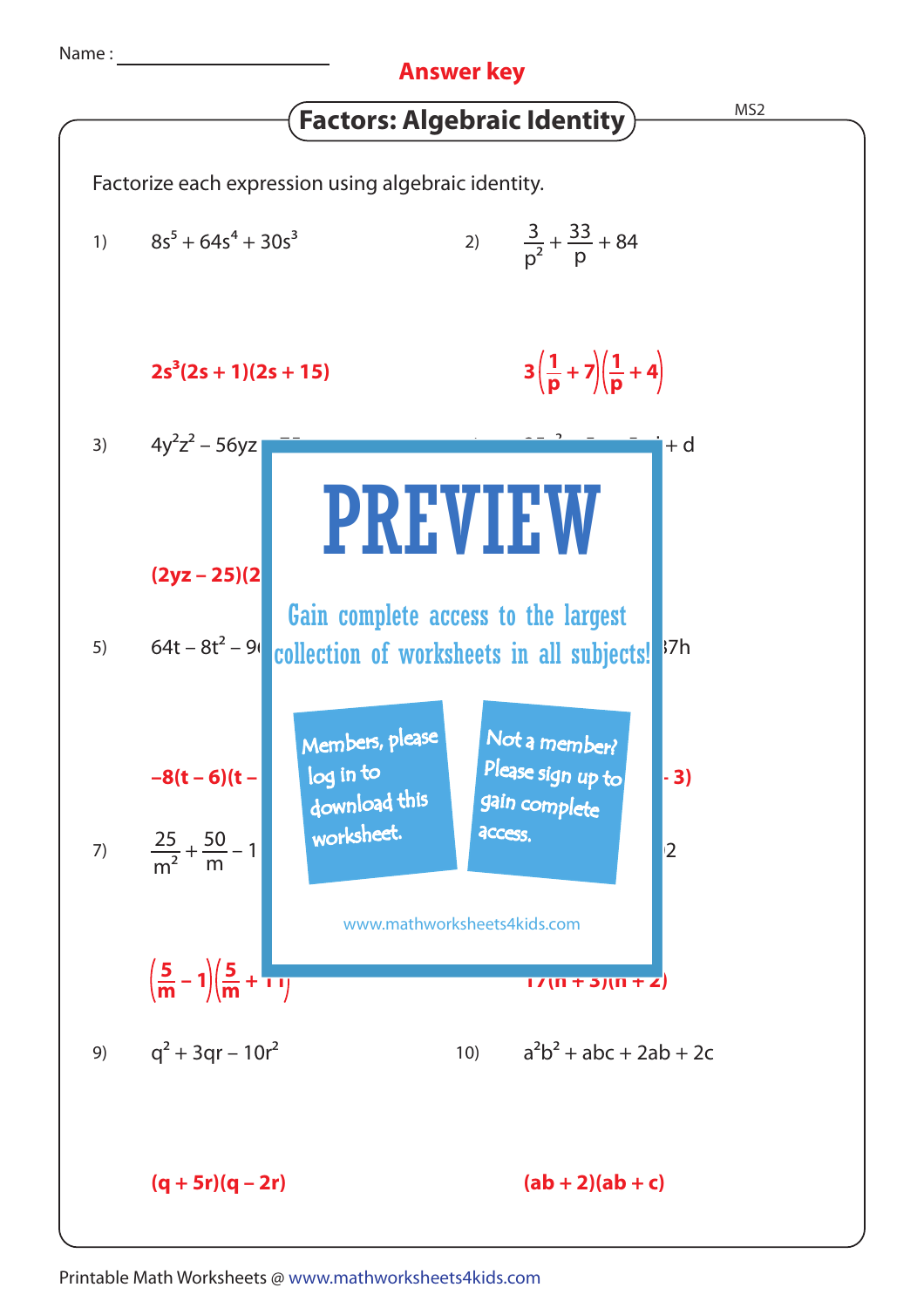Name : ___________________

**Answer key**

# Factors: Algebraic Identity

MS2

Factorize each expression using algebraic identity.

1) $8s^5 + 64s^4 + 30s^3$

**$2s^3(2s + 1)(2s + 15)$**

2) $\frac{3}{p^2} + \frac{33}{p} + 84$

**$3\left(\frac{1}{p} + 7\right)\left(\frac{1}{p} + 4\right)$**

3) $4y^2z^2 - 56yz$ ...

**$(2yz - 25)(2$ ...**

4) ... $+ d$

5) $64t - 8t^2 - 9$ ...

**$-8(t - 6)(t -$ ...**

6) ... $7h$

**... $- 3)$**

7) $\frac{25}{m^2} + \frac{50}{m} - 1$ ...

**$\left(\frac{5}{m} - 1\right)\left(\frac{5}{m} + 11\right)$**

8) ... $2$

**$17(n + 3)(n + 2)$**

PREVIEW

Gain complete access to the largest collection of worksheets in all subjects!

Members, please log in to download this worksheet.

Not a member? Please sign up to gain complete access.

www.mathworksheets4kids.com

9) $q^2 + 3qr - 10r^2$

**$(q + 5r)(q - 2r)$**

10) $a^2b^2 + abc + 2ab + 2c$

**$(ab + 2)(ab + c)$**

Printable Math Worksheets @ www.mathworksheets4kids.com